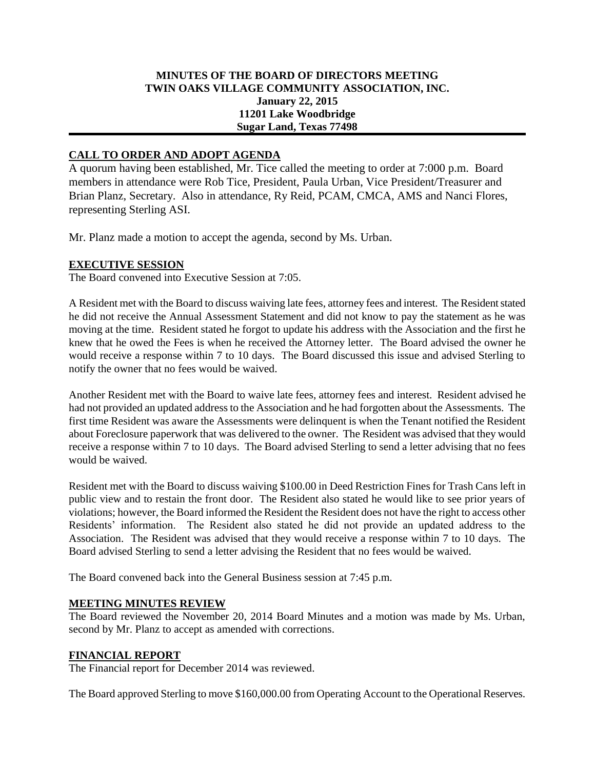**MINUTES OF THE BOARD OF DIRECTORS MEETING**
**TWIN OAKS VILLAGE COMMUNITY ASSOCIATION, INC.**
**January 22, 2015**
**11201 Lake Woodbridge**
**Sugar Land, Texas 77498**

## CALL TO ORDER AND ADOPT AGENDA

A quorum having been established, Mr. Tice called the meeting to order at 7:000 p.m. Board members in attendance were Rob Tice, President, Paula Urban, Vice President/Treasurer and Brian Planz, Secretary. Also in attendance, Ry Reid, PCAM, CMCA, AMS and Nanci Flores, representing Sterling ASI.

Mr. Planz made a motion to accept the agenda, second by Ms. Urban.

## EXECUTIVE SESSION

The Board convened into Executive Session at 7:05.

A Resident met with the Board to discuss waiving late fees, attorney fees and interest. The Resident stated he did not receive the Annual Assessment Statement and did not know to pay the statement as he was moving at the time. Resident stated he forgot to update his address with the Association and the first he knew that he owed the Fees is when he received the Attorney letter. The Board advised the owner he would receive a response within 7 to 10 days. The Board discussed this issue and advised Sterling to notify the owner that no fees would be waived.

Another Resident met with the Board to waive late fees, attorney fees and interest. Resident advised he had not provided an updated address to the Association and he had forgotten about the Assessments. The first time Resident was aware the Assessments were delinquent is when the Tenant notified the Resident about Foreclosure paperwork that was delivered to the owner. The Resident was advised that they would receive a response within 7 to 10 days. The Board advised Sterling to send a letter advising that no fees would be waived.

Resident met with the Board to discuss waiving $100.00 in Deed Restriction Fines for Trash Cans left in public view and to restain the front door. The Resident also stated he would like to see prior years of violations; however, the Board informed the Resident the Resident does not have the right to access other Residents' information. The Resident also stated he did not provide an updated address to the Association. The Resident was advised that they would receive a response within 7 to 10 days. The Board advised Sterling to send a letter advising the Resident that no fees would be waived.

The Board convened back into the General Business session at 7:45 p.m.

## MEETING MINUTES REVIEW

The Board reviewed the November 20, 2014 Board Minutes and a motion was made by Ms. Urban, second by Mr. Planz to accept as amended with corrections.

## FINANCIAL REPORT

The Financial report for December 2014 was reviewed.

The Board approved Sterling to move $160,000.00 from Operating Account to the Operational Reserves.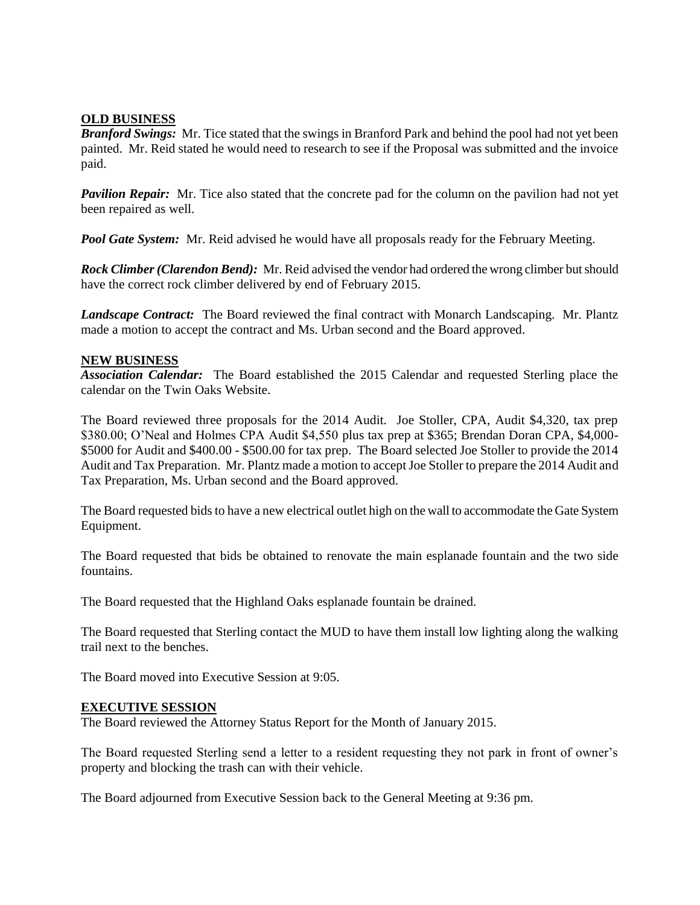## OLD BUSINESS

***Branford Swings:*** Mr. Tice stated that the swings in Branford Park and behind the pool had not yet been painted. Mr. Reid stated he would need to research to see if the Proposal was submitted and the invoice paid.

***Pavilion Repair:*** Mr. Tice also stated that the concrete pad for the column on the pavilion had not yet been repaired as well.

***Pool Gate System:*** Mr. Reid advised he would have all proposals ready for the February Meeting.

***Rock Climber (Clarendon Bend):*** Mr. Reid advised the vendor had ordered the wrong climber but should have the correct rock climber delivered by end of February 2015.

***Landscape Contract:*** The Board reviewed the final contract with Monarch Landscaping. Mr. Plantz made a motion to accept the contract and Ms. Urban second and the Board approved.

## NEW BUSINESS

***Association Calendar:*** The Board established the 2015 Calendar and requested Sterling place the calendar on the Twin Oaks Website.

The Board reviewed three proposals for the 2014 Audit. Joe Stoller, CPA, Audit $4,320, tax prep $380.00; O'Neal and Holmes CPA Audit $4,550 plus tax prep at $365; Brendan Doran CPA, $4,000-$5000 for Audit and $400.00 - $500.00 for tax prep. The Board selected Joe Stoller to provide the 2014 Audit and Tax Preparation. Mr. Plantz made a motion to accept Joe Stoller to prepare the 2014 Audit and Tax Preparation, Ms. Urban second and the Board approved.

The Board requested bids to have a new electrical outlet high on the wall to accommodate the Gate System Equipment.

The Board requested that bids be obtained to renovate the main esplanade fountain and the two side fountains.

The Board requested that the Highland Oaks esplanade fountain be drained.

The Board requested that Sterling contact the MUD to have them install low lighting along the walking trail next to the benches.

The Board moved into Executive Session at 9:05.

## EXECUTIVE SESSION

The Board reviewed the Attorney Status Report for the Month of January 2015.

The Board requested Sterling send a letter to a resident requesting they not park in front of owner's property and blocking the trash can with their vehicle.

The Board adjourned from Executive Session back to the General Meeting at 9:36 pm.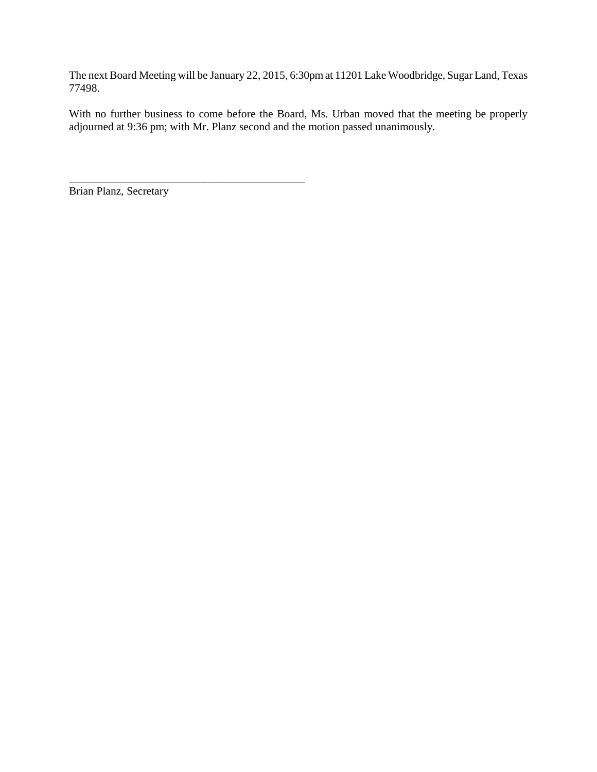The next Board Meeting will be January 22, 2015, 6:30pm at 11201 Lake Woodbridge, Sugar Land, Texas 77498.

With no further business to come before the Board, Ms. Urban moved that the meeting be properly adjourned at 9:36 pm; with Mr. Planz second and the motion passed unanimously.

\_\_\_\_\_\_\_\_\_\_\_\_\_\_\_\_\_\_\_\_\_\_\_\_\_\_\_\_\_\_\_\_\_\_\_\_\_\_\_\_\_\_\_\_

Brian Planz, Secretary